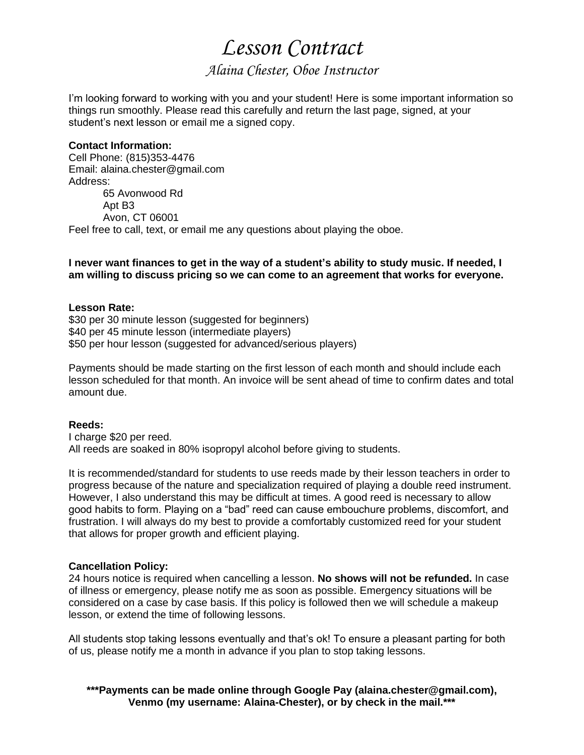# *Lesson Contract*

## *Alaina Chester, Oboe Instructor*

I'm looking forward to working with you and your student! Here is some important information so things run smoothly. Please read this carefully and return the last page, signed, at your student's next lesson or email me a signed copy.

**Contact Information:**
Cell Phone: (815)353-4476
Email: alaina.chester@gmail.com
Address:

> 65 Avonwood Rd
> Apt B3
> Avon, CT 06001

Feel free to call, text, or email me any questions about playing the oboe.

**I never want finances to get in the way of a student's ability to study music. If needed, I am willing to discuss pricing so we can come to an agreement that works for everyone.**

**Lesson Rate:**
$30 per 30 minute lesson (suggested for beginners)
$40 per 45 minute lesson (intermediate players)
$50 per hour lesson (suggested for advanced/serious players)

Payments should be made starting on the first lesson of each month and should include each lesson scheduled for that month. An invoice will be sent ahead of time to confirm dates and total amount due.

**Reeds:**
I charge $20 per reed.
All reeds are soaked in 80% isopropyl alcohol before giving to students.

It is recommended/standard for students to use reeds made by their lesson teachers in order to progress because of the nature and specialization required of playing a double reed instrument. However, I also understand this may be difficult at times. A good reed is necessary to allow good habits to form. Playing on a "bad" reed can cause embouchure problems, discomfort, and frustration. I will always do my best to provide a comfortably customized reed for your student that allows for proper growth and efficient playing.

**Cancellation Policy:**
24 hours notice is required when cancelling a lesson. **No shows will not be refunded.** In case of illness or emergency, please notify me as soon as possible. Emergency situations will be considered on a case by case basis. If this policy is followed then we will schedule a makeup lesson, or extend the time of following lessons.

All students stop taking lessons eventually and that's ok! To ensure a pleasant parting for both of us, please notify me a month in advance if you plan to stop taking lessons.

**\*\*\*Payments can be made online through Google Pay (alaina.chester@gmail.com), Venmo (my username: Alaina-Chester), or by check in the mail.\*\*\***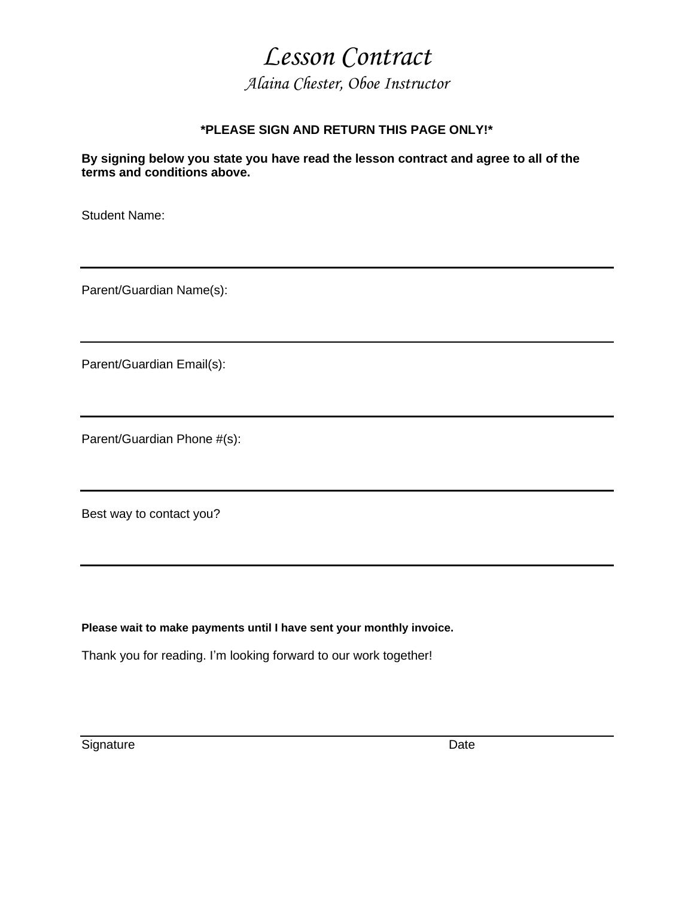# *Lesson Contract*

*Alaina Chester, Oboe Instructor*

**\*PLEASE SIGN AND RETURN THIS PAGE ONLY!\***

**By signing below you state you have read the lesson contract and agree to all of the terms and conditions above.**

Student Name:

\_\_\_\_\_\_\_\_\_\_\_\_\_\_\_\_\_\_\_\_\_\_\_\_\_\_\_\_\_\_\_\_\_\_\_\_\_\_\_\_\_\_\_\_\_\_\_\_\_\_\_\_\_\_\_\_\_\_\_\_

Parent/Guardian Name(s):

\_\_\_\_\_\_\_\_\_\_\_\_\_\_\_\_\_\_\_\_\_\_\_\_\_\_\_\_\_\_\_\_\_\_\_\_\_\_\_\_\_\_\_\_\_\_\_\_\_\_\_\_\_\_\_\_\_\_\_\_

Parent/Guardian Email(s):

\_\_\_\_\_\_\_\_\_\_\_\_\_\_\_\_\_\_\_\_\_\_\_\_\_\_\_\_\_\_\_\_\_\_\_\_\_\_\_\_\_\_\_\_\_\_\_\_\_\_\_\_\_\_\_\_\_\_\_\_

Parent/Guardian Phone #(s):

\_\_\_\_\_\_\_\_\_\_\_\_\_\_\_\_\_\_\_\_\_\_\_\_\_\_\_\_\_\_\_\_\_\_\_\_\_\_\_\_\_\_\_\_\_\_\_\_\_\_\_\_\_\_\_\_\_\_\_\_

Best way to contact you?

\_\_\_\_\_\_\_\_\_\_\_\_\_\_\_\_\_\_\_\_\_\_\_\_\_\_\_\_\_\_\_\_\_\_\_\_\_\_\_\_\_\_\_\_\_\_\_\_\_\_\_\_\_\_\_\_\_\_\_\_

**Please wait to make payments until I have sent your monthly invoice.**

Thank you for reading. I'm looking forward to our work together!

\_\_\_\_\_\_\_\_\_\_\_\_\_\_\_\_\_\_\_\_\_\_\_\_\_\_\_\_\_\_\_\_\_\_\_\_\_\_\_\_\_\_\_\_\_\_\_\_\_\_\_\_\_\_\_\_\_\_\_\_

Signature                                                                                    Date